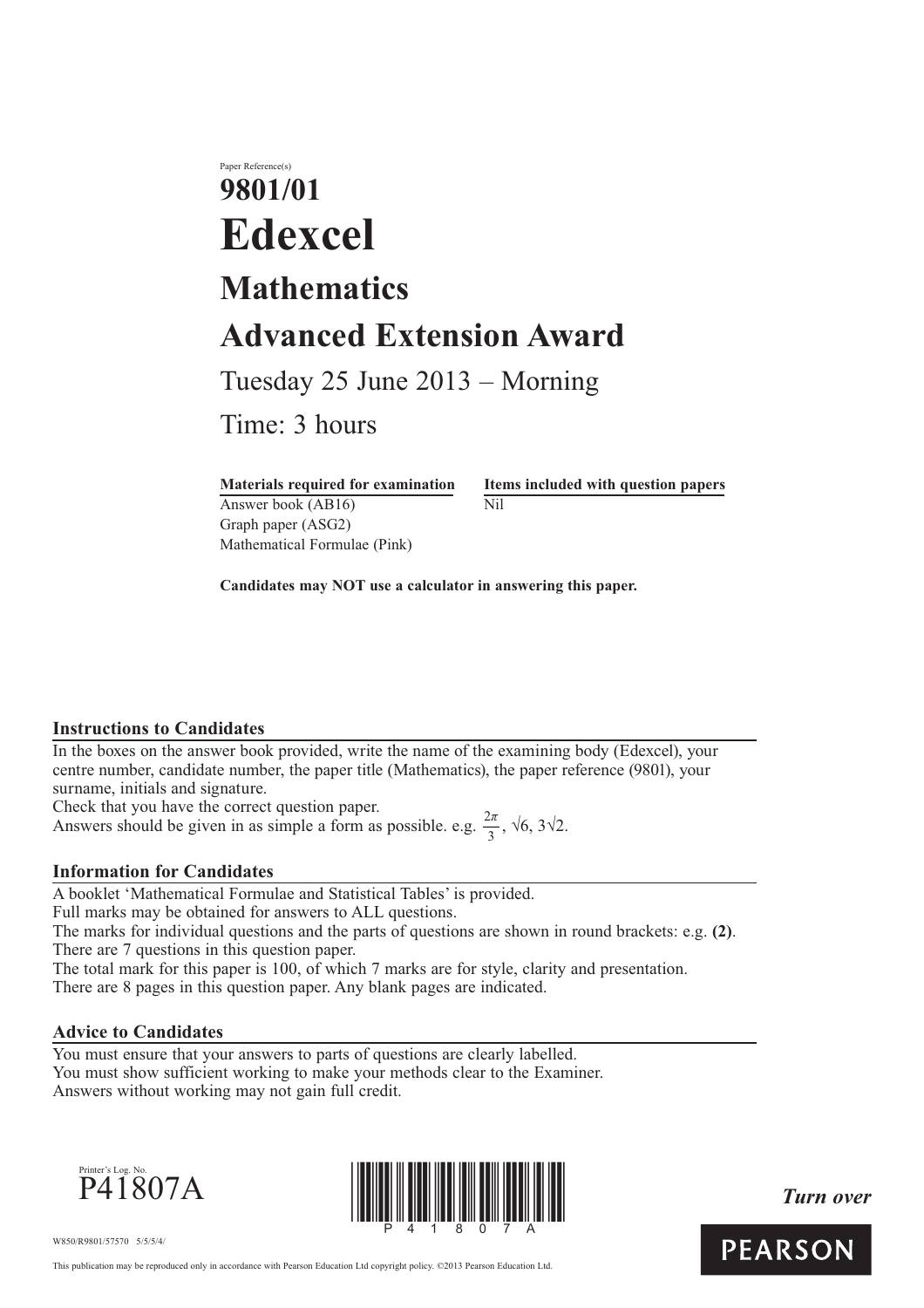Paper Reference(s)

# 9801/01

# Edexcel

## Mathematics

## Advanced Extension Award

Tuesday 25 June 2013 – Morning

Time: 3 hours

| Materials required for examination | Items included with question papers |
| --- | --- |
| Answer book (AB16) | Nil |
| Graph paper (ASG2) | |
| Mathematical Formulae (Pink) | |

**Candidates may NOT use a calculator in answering this paper.**

### Instructions to Candidates

In the boxes on the answer book provided, write the name of the examining body (Edexcel), your centre number, candidate number, the paper title (Mathematics), the paper reference (9801), your surname, initials and signature.
Check that you have the correct question paper.
Answers should be given in as simple a form as possible. e.g. $\frac{2\pi}{3}$, $\sqrt{6}$, $3\sqrt{2}$.

### Information for Candidates

A booklet 'Mathematical Formulae and Statistical Tables' is provided.
Full marks may be obtained for answers to ALL questions.
The marks for individual questions and the parts of questions are shown in round brackets: e.g. **(2)**.
There are 7 questions in this question paper.
The total mark for this paper is 100, of which 7 marks are for style, clarity and presentation.
There are 8 pages in this question paper. Any blank pages are indicated.

### Advice to Candidates

You must ensure that your answers to parts of questions are clearly labelled.
You must show sufficient working to make your methods clear to the Examiner.
Answers without working may not gain full credit.

Printer's Log. No.
P41807A

*Turn over*

W850/R9801/57570 5/5/5/4/

This publication may be reproduced only in accordance with Pearson Education Ltd copyright policy. ©2013 Pearson Education Ltd.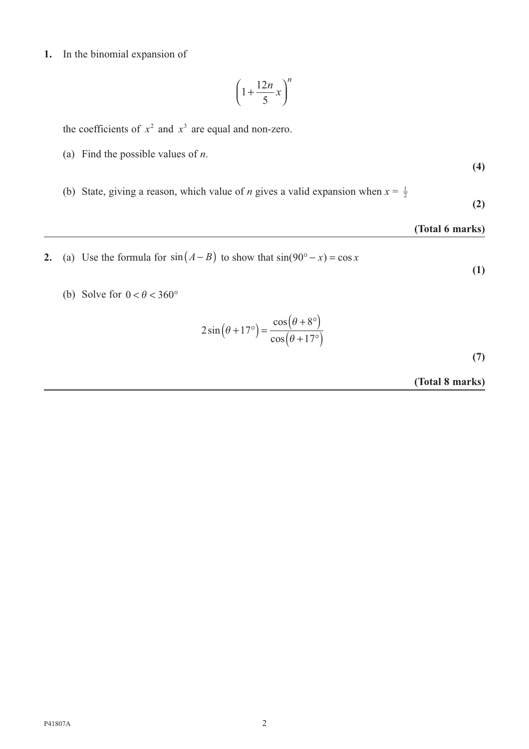**1.** In the binomial expansion of

$$\left(1+\frac{12n}{5}x\right)^n$$

the coefficients of $x^2$ and $x^3$ are equal and non-zero.

(a) Find the possible values of $n$.

**(4)**

(b) State, giving a reason, which value of $n$ gives a valid expansion when $x = \frac{1}{2}$

**(2)**

**(Total 6 marks)**

---

**2.** (a) Use the formula for $\sin(A-B)$ to show that $\sin(90° - x) = \cos x$

**(1)**

(b) Solve for $0 < \theta < 360°$

$$2\sin(\theta + 17°) = \frac{\cos(\theta + 8°)}{\cos(\theta + 17°)}$$

**(7)**

**(Total 8 marks)**

---

P41807A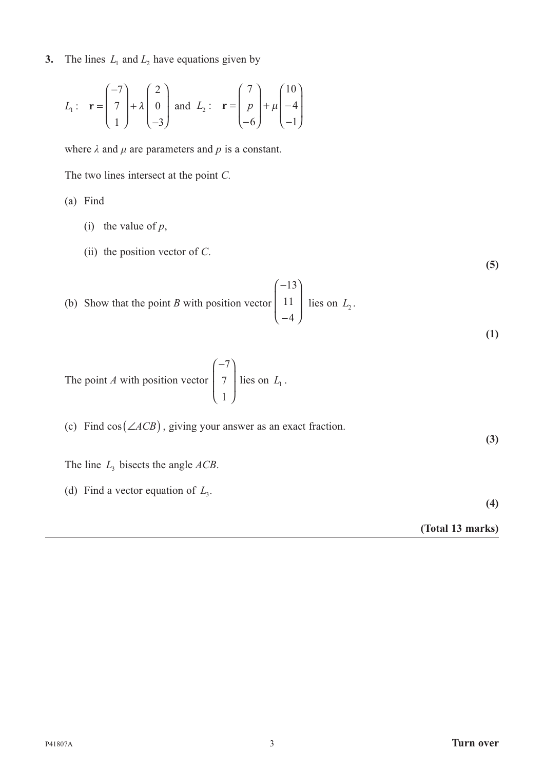**3.** The lines $L_1$ and $L_2$ have equations given by

$$L_1: \quad \mathbf{r} = \begin{pmatrix} -7 \\ 7 \\ 1 \end{pmatrix} + \lambda \begin{pmatrix} 2 \\ 0 \\ -3 \end{pmatrix} \quad \text{and} \quad L_2: \quad \mathbf{r} = \begin{pmatrix} 7 \\ p \\ -6 \end{pmatrix} + \mu \begin{pmatrix} 10 \\ -4 \\ -1 \end{pmatrix}$$

where $\lambda$ and $\mu$ are parameters and $p$ is a constant.

The two lines intersect at the point $C$.

(a) Find

(i) the value of $p$,

(ii) the position vector of $C$.

**(5)**

(b) Show that the point $B$ with position vector $\begin{pmatrix} -13 \\ 11 \\ -4 \end{pmatrix}$ lies on $L_2$.

**(1)**

The point $A$ with position vector $\begin{pmatrix} -7 \\ 7 \\ 1 \end{pmatrix}$ lies on $L_1$.

(c) Find $\cos(\angle ACB)$, giving your answer as an exact fraction.

**(3)**

The line $L_3$ bisects the angle $ACB$.

(d) Find a vector equation of $L_3$.

**(4)**

**(Total 13 marks)**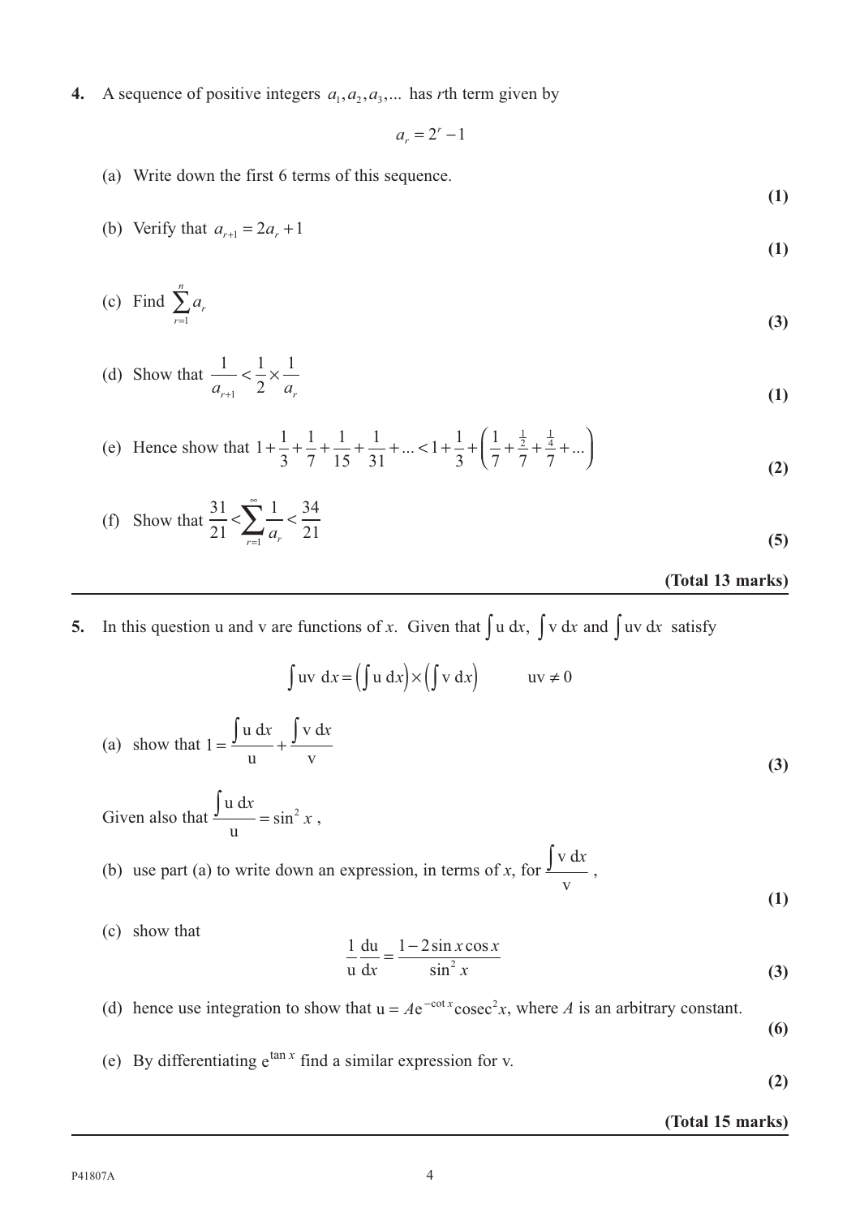**4.** A sequence of positive integers $a_1, a_2, a_3, \ldots$ has $r$th term given by

$$a_r = 2^r - 1$$

(a) Write down the first 6 terms of this sequence. **(1)**

(b) Verify that $a_{r+1} = 2a_r + 1$ **(1)**

(c) Find $\sum_{r=1}^{n} a_r$ **(3)**

(d) Show that $\frac{1}{a_{r+1}} < \frac{1}{2} \times \frac{1}{a_r}$ **(1)**

(e) Hence show that $1 + \frac{1}{3} + \frac{1}{7} + \frac{1}{15} + \frac{1}{31} + \ldots < 1 + \frac{1}{3} + \left( \frac{1}{7} + \frac{\frac{1}{2}}{7} + \frac{\frac{1}{4}}{7} + \ldots \right)$ **(2)**

(f) Show that $\frac{31}{21} < \sum_{r=1}^{\infty} \frac{1}{a_r} < \frac{34}{21}$ **(5)**

**(Total 13 marks)**

---

**5.** In this question u and v are functions of $x$. Given that $\int \mathrm{u}\,\mathrm{d}x$, $\int \mathrm{v}\,\mathrm{d}x$ and $\int \mathrm{uv}\,\mathrm{d}x$ satisfy

$$\int \mathrm{uv}\ \mathrm{d}x = \left(\int \mathrm{u}\ \mathrm{d}x\right) \times \left(\int \mathrm{v}\ \mathrm{d}x\right) \qquad \mathrm{uv} \neq 0$$

(a) show that $1 = \frac{\int \mathrm{u}\ \mathrm{d}x}{\mathrm{u}} + \frac{\int \mathrm{v}\ \mathrm{d}x}{\mathrm{v}}$ **(3)**

Given also that $\frac{\int \mathrm{u}\ \mathrm{d}x}{\mathrm{u}} = \sin^2 x$ ,

(b) use part (a) to write down an expression, in terms of $x$, for $\frac{\int \mathrm{v}\ \mathrm{d}x}{\mathrm{v}}$ , **(1)**

(c) show that

$$\frac{1}{\mathrm{u}} \frac{\mathrm{du}}{\mathrm{d}x} = \frac{1 - 2\sin x \cos x}{\sin^2 x}$$ **(3)**

(d) hence use integration to show that $\mathrm{u} = A\mathrm{e}^{-\cot x}\mathrm{cosec}^2 x$, where $A$ is an arbitrary constant. **(6)**

(e) By differentiating $\mathrm{e}^{\tan x}$ find a similar expression for v. **(2)**

**(Total 15 marks)**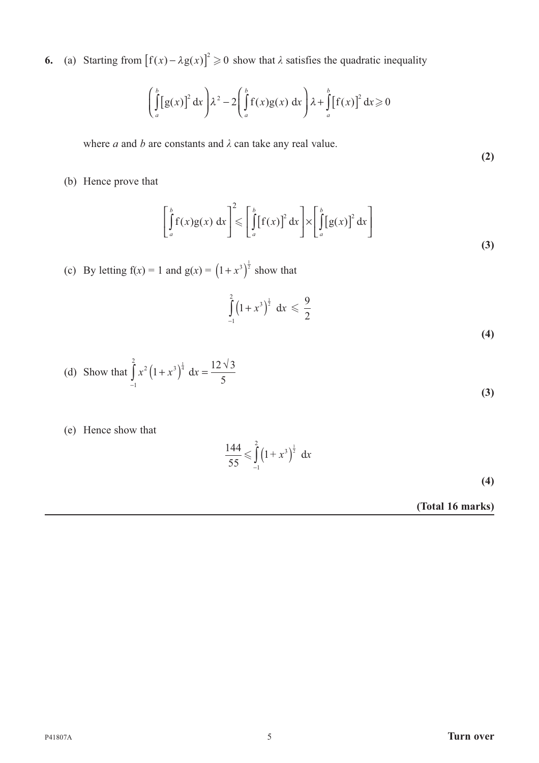**6.** (a) Starting from $\left[\mathrm{f}(x) - \lambda \mathrm{g}(x)\right]^2 \geqslant 0$ show that $\lambda$ satisfies the quadratic inequality

$$\left(\int_a^b \left[\mathrm{g}(x)\right]^2 \mathrm{d}x\right)\lambda^2 - 2\left(\int_a^b \mathrm{f}(x)\mathrm{g}(x)\ \mathrm{d}x\right)\lambda + \int_a^b \left[\mathrm{f}(x)\right]^2 \mathrm{d}x \geqslant 0$$

where $a$ and $b$ are constants and $\lambda$ can take any real value.

**(2)**

(b) Hence prove that

$$\left[\int_a^b \mathrm{f}(x)\mathrm{g}(x)\ \mathrm{d}x\right]^2 \leqslant \left[\int_a^b \left[\mathrm{f}(x)\right]^2 \mathrm{d}x\right] \times \left[\int_a^b \left[\mathrm{g}(x)\right]^2 \mathrm{d}x\right]$$

**(3)**

(c) By letting $\mathrm{f}(x) = 1$ and $\mathrm{g}(x) = \left(1 + x^3\right)^{\frac{1}{2}}$ show that

$$\int_{-1}^{2} \left(1 + x^3\right)^{\frac{1}{2}}\ \mathrm{d}x \leqslant \frac{9}{2}$$

**(4)**

(d) Show that $\displaystyle\int_{-1}^{2} x^2\left(1 + x^3\right)^{\frac{1}{4}}\ \mathrm{d}x = \frac{12\sqrt{3}}{5}$

**(3)**

(e) Hence show that

$$\frac{144}{55} \leqslant \int_{-1}^{2} \left(1 + x^3\right)^{\frac{1}{2}}\ \mathrm{d}x$$

**(4)**

**(Total 16 marks)**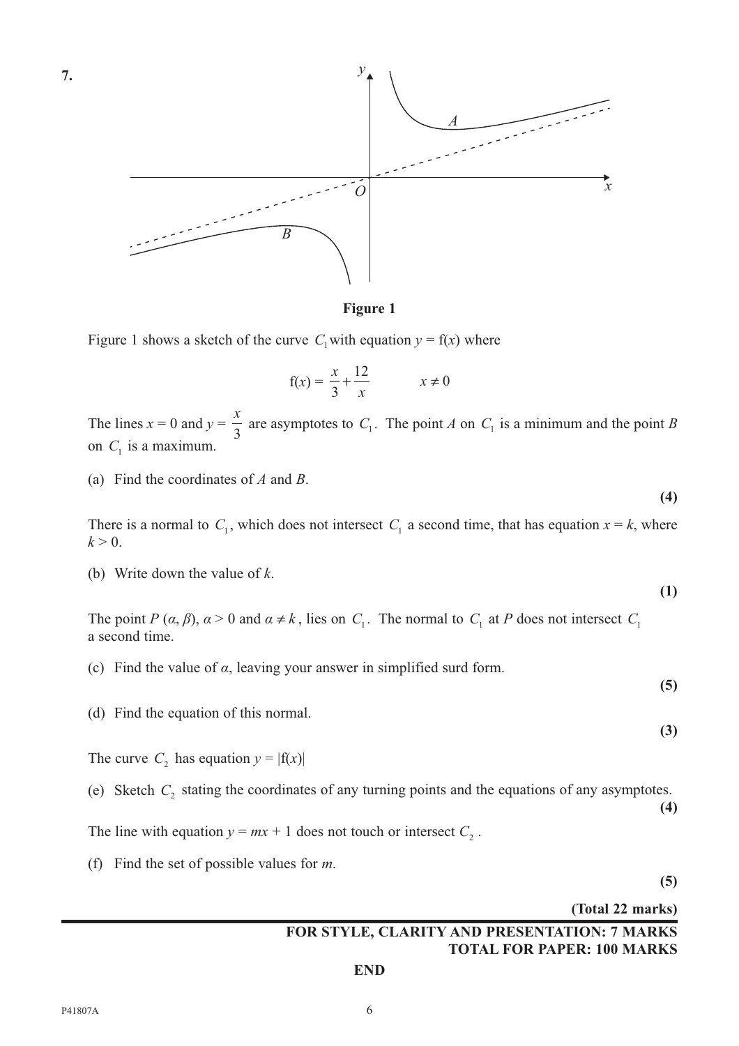**7.**

**Figure 1**

Figure 1 shows a sketch of the curve $C_1$ with equation $y = \mathrm{f}(x)$ where

$$\mathrm{f}(x) = \frac{x}{3} + \frac{12}{x} \qquad x \neq 0$$

The lines $x = 0$ and $y = \frac{x}{3}$ are asymptotes to $C_1$. The point $A$ on $C_1$ is a minimum and the point $B$ on $C_1$ is a maximum.

(a) Find the coordinates of $A$ and $B$.

**(4)**

There is a normal to $C_1$, which does not intersect $C_1$ a second time, that has equation $x = k$, where $k > 0$.

(b) Write down the value of $k$.

**(1)**

The point $P$ $(\alpha, \beta)$, $\alpha > 0$ and $\alpha \neq k$, lies on $C_1$. The normal to $C_1$ at $P$ does not intersect $C_1$ a second time.

(c) Find the value of $\alpha$, leaving your answer in simplified surd form.

**(5)**

(d) Find the equation of this normal.

**(3)**

The curve $C_2$ has equation $y = |\mathrm{f}(x)|$

(e) Sketch $C_2$ stating the coordinates of any turning points and the equations of any asymptotes.

**(4)**

The line with equation $y = mx + 1$ does not touch or intersect $C_2$.

(f) Find the set of possible values for $m$.

**(5)**

**(Total 22 marks)**

**FOR STYLE, CLARITY AND PRESENTATION: 7 MARKS**
**TOTAL FOR PAPER: 100 MARKS**

**END**